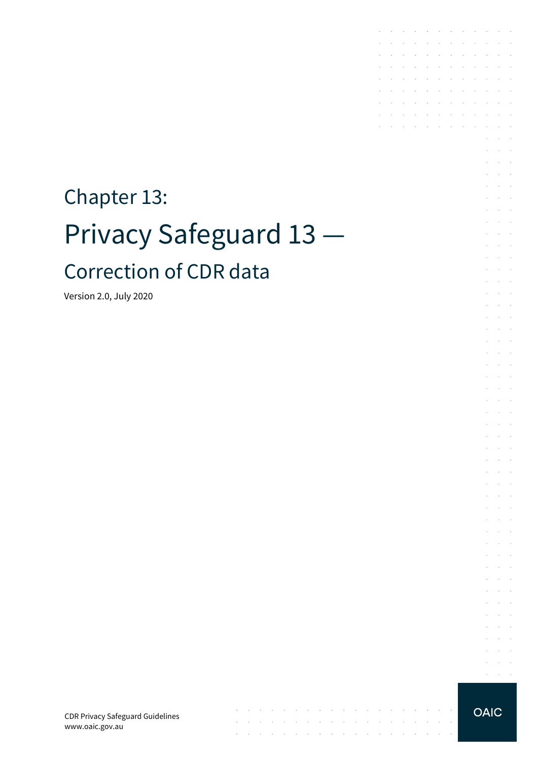# Chapter 13:

# Privacy Safeguard 13 —

## Correction of CDR data

Version 2.0, July 2020

CDR Privacy Safeguard Guidelines
www.oaic.gov.au

OAIC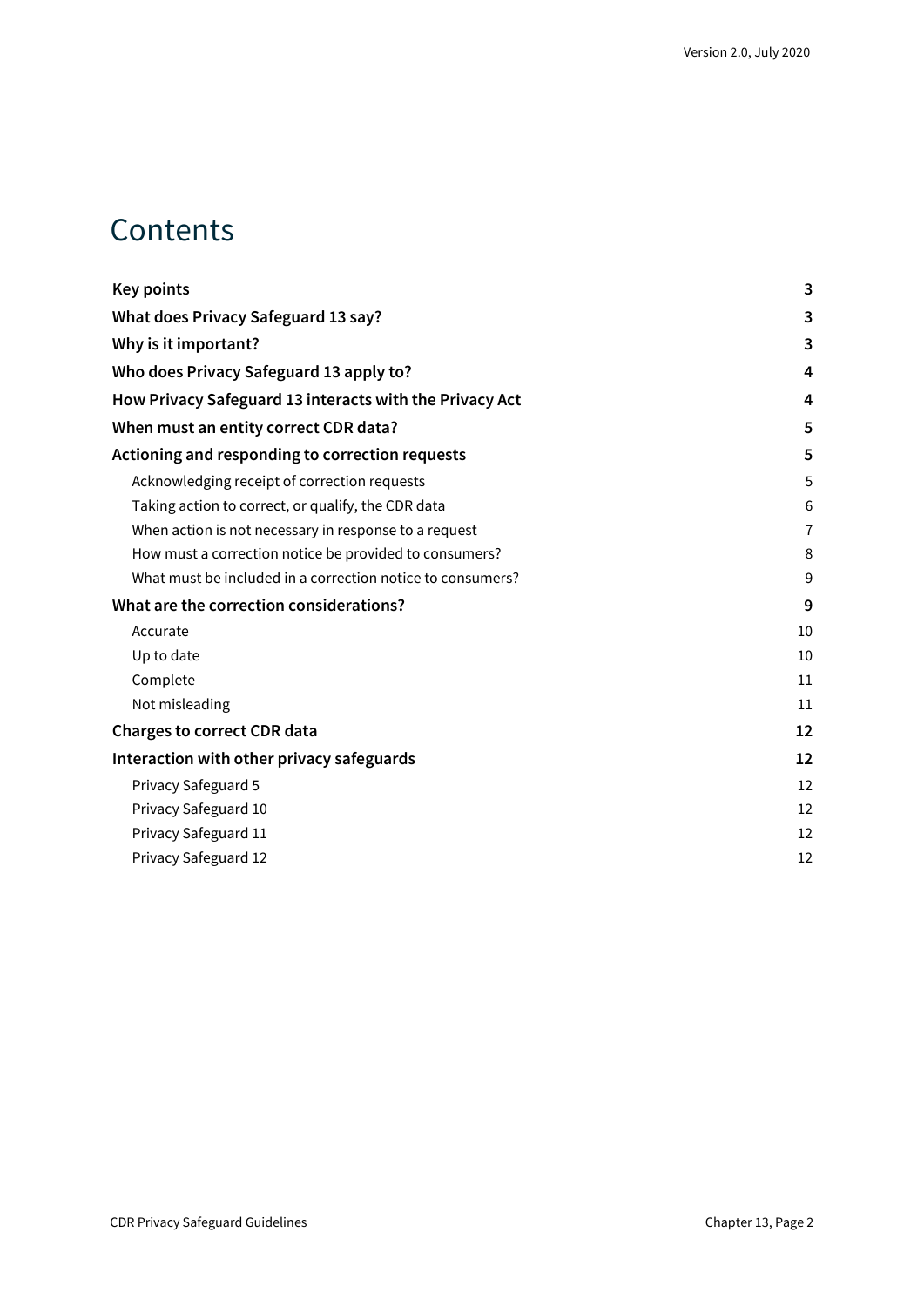# Contents

**Key points** 3

**What does Privacy Safeguard 13 say?** 3

**Why is it important?** 3

**Who does Privacy Safeguard 13 apply to?** 4

**How Privacy Safeguard 13 interacts with the Privacy Act** 4

**When must an entity correct CDR data?** 5

**Actioning and responding to correction requests** 5

- Acknowledging receipt of correction requests 5
- Taking action to correct, or qualify, the CDR data 6
- When action is not necessary in response to a request 7
- How must a correction notice be provided to consumers? 8
- What must be included in a correction notice to consumers? 9

**What are the correction considerations?** 9

- Accurate 10
- Up to date 10
- Complete 11
- Not misleading 11

**Charges to correct CDR data** 12

**Interaction with other privacy safeguards** 12

- Privacy Safeguard 5 12
- Privacy Safeguard 10 12
- Privacy Safeguard 11 12
- Privacy Safeguard 12 12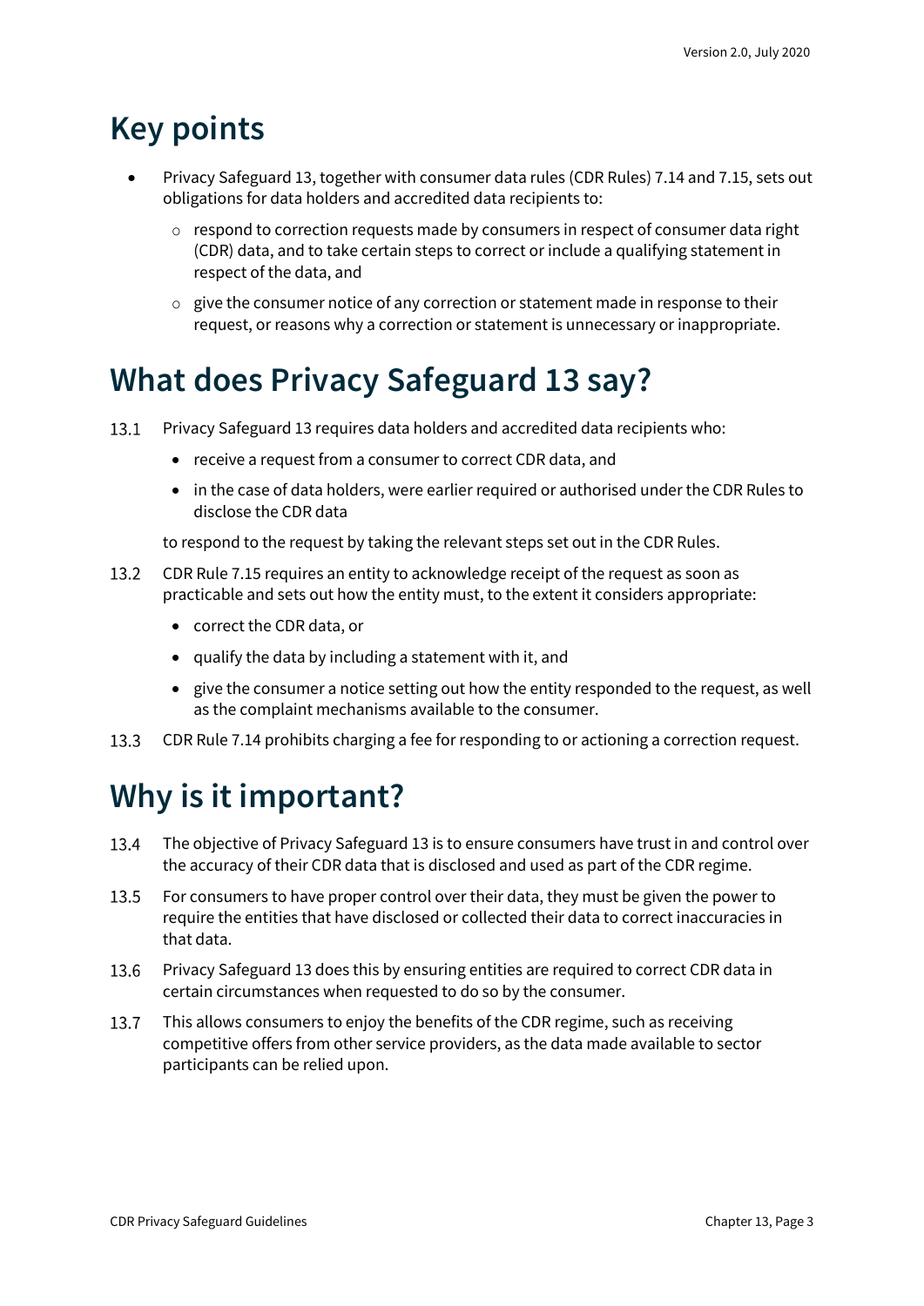# Key points

- Privacy Safeguard 13, together with consumer data rules (CDR Rules) 7.14 and 7.15, sets out obligations for data holders and accredited data recipients to:
  - respond to correction requests made by consumers in respect of consumer data right (CDR) data, and to take certain steps to correct or include a qualifying statement in respect of the data, and
  - give the consumer notice of any correction or statement made in response to their request, or reasons why a correction or statement is unnecessary or inappropriate.

# What does Privacy Safeguard 13 say?

13.1 Privacy Safeguard 13 requires data holders and accredited data recipients who:

- receive a request from a consumer to correct CDR data, and
- in the case of data holders, were earlier required or authorised under the CDR Rules to disclose the CDR data

to respond to the request by taking the relevant steps set out in the CDR Rules.

13.2 CDR Rule 7.15 requires an entity to acknowledge receipt of the request as soon as practicable and sets out how the entity must, to the extent it considers appropriate:

- correct the CDR data, or
- qualify the data by including a statement with it, and
- give the consumer a notice setting out how the entity responded to the request, as well as the complaint mechanisms available to the consumer.

13.3 CDR Rule 7.14 prohibits charging a fee for responding to or actioning a correction request.

# Why is it important?

13.4 The objective of Privacy Safeguard 13 is to ensure consumers have trust in and control over the accuracy of their CDR data that is disclosed and used as part of the CDR regime.

13.5 For consumers to have proper control over their data, they must be given the power to require the entities that have disclosed or collected their data to correct inaccuracies in that data.

13.6 Privacy Safeguard 13 does this by ensuring entities are required to correct CDR data in certain circumstances when requested to do so by the consumer.

13.7 This allows consumers to enjoy the benefits of the CDR regime, such as receiving competitive offers from other service providers, as the data made available to sector participants can be relied upon.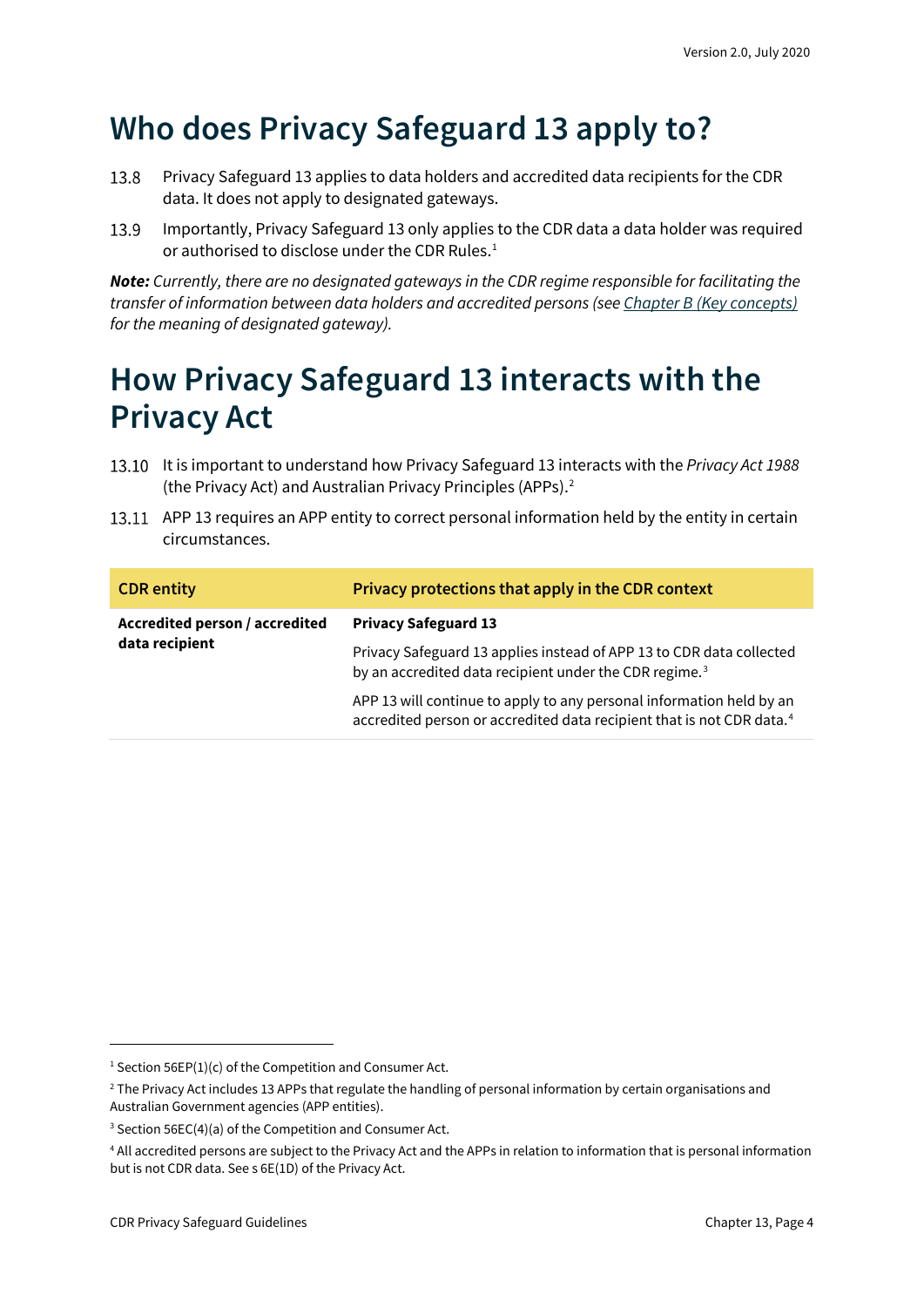## Who does Privacy Safeguard 13 apply to?

13.8 Privacy Safeguard 13 applies to data holders and accredited data recipients for the CDR data. It does not apply to designated gateways.

13.9 Importantly, Privacy Safeguard 13 only applies to the CDR data a data holder was required or authorised to disclose under the CDR Rules.[1]

***Note:*** *Currently, there are no designated gateways in the CDR regime responsible for facilitating the transfer of information between data holders and accredited persons (see [Chapter B (Key concepts)](#) for the meaning of designated gateway).*

## How Privacy Safeguard 13 interacts with the Privacy Act

13.10 It is important to understand how Privacy Safeguard 13 interacts with the *Privacy Act 1988* (the Privacy Act) and Australian Privacy Principles (APPs).[2]

13.11 APP 13 requires an APP entity to correct personal information held by the entity in certain circumstances.

| CDR entity | Privacy protections that apply in the CDR context |
|---|---|
| **Accredited person / accredited data recipient** | **Privacy Safeguard 13**<br><br>Privacy Safeguard 13 applies instead of APP 13 to CDR data collected by an accredited data recipient under the CDR regime.[3]<br><br>APP 13 will continue to apply to any personal information held by an accredited person or accredited data recipient that is not CDR data.[4] |

---

[1] Section 56EP(1)(c) of the Competition and Consumer Act.

[2] The Privacy Act includes 13 APPs that regulate the handling of personal information by certain organisations and Australian Government agencies (APP entities).

[3] Section 56EC(4)(a) of the Competition and Consumer Act.

[4] All accredited persons are subject to the Privacy Act and the APPs in relation to information that is personal information but is not CDR data. See s 6E(1D) of the Privacy Act.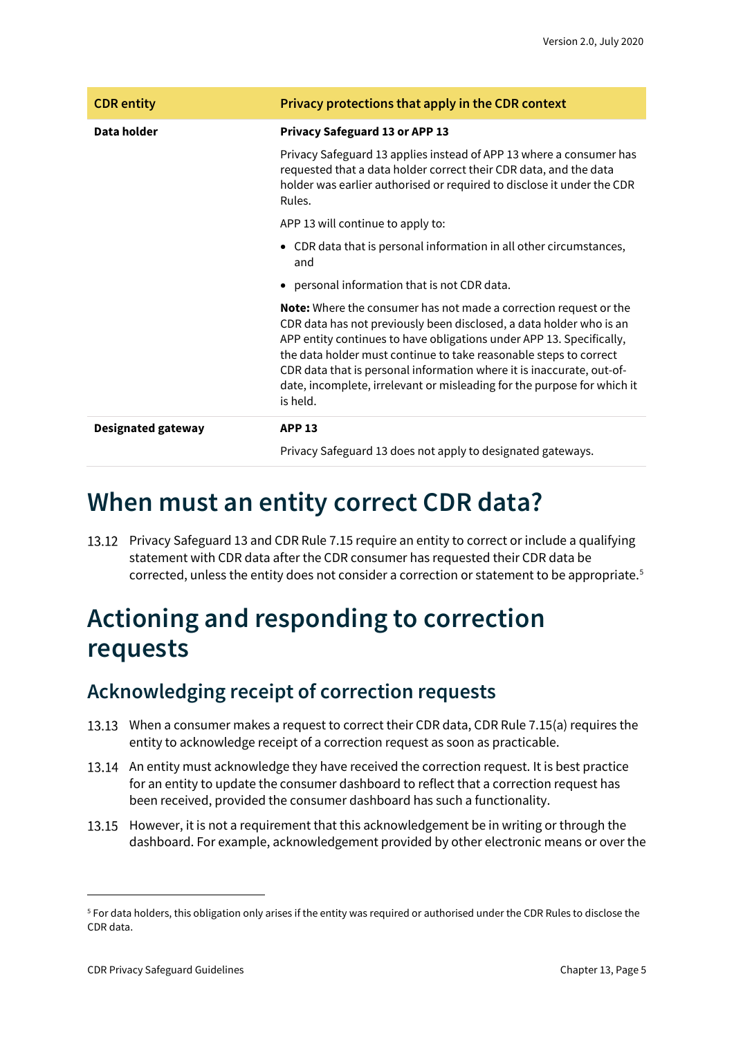| CDR entity | Privacy protections that apply in the CDR context |
|---|---|
| **Data holder** | **Privacy Safeguard 13 or APP 13**<br><br>Privacy Safeguard 13 applies instead of APP 13 where a consumer has requested that a data holder correct their CDR data, and the data holder was earlier authorised or required to disclose it under the CDR Rules.<br><br>APP 13 will continue to apply to:<br><br>• CDR data that is personal information in all other circumstances, and<br><br>• personal information that is not CDR data.<br><br>**Note:** Where the consumer has not made a correction request or the CDR data has not previously been disclosed, a data holder who is an APP entity continues to have obligations under APP 13. Specifically, the data holder must continue to take reasonable steps to correct CDR data that is personal information where it is inaccurate, out-of-date, incomplete, irrelevant or misleading for the purpose for which it is held. |
| **Designated gateway** | **APP 13**<br><br>Privacy Safeguard 13 does not apply to designated gateways. |

# When must an entity correct CDR data?

13.12 Privacy Safeguard 13 and CDR Rule 7.15 require an entity to correct or include a qualifying statement with CDR data after the CDR consumer has requested their CDR data be corrected, unless the entity does not consider a correction or statement to be appropriate.[5]

# Actioning and responding to correction requests

## Acknowledging receipt of correction requests

13.13 When a consumer makes a request to correct their CDR data, CDR Rule 7.15(a) requires the entity to acknowledge receipt of a correction request as soon as practicable.

13.14 An entity must acknowledge they have received the correction request. It is best practice for an entity to update the consumer dashboard to reflect that a correction request has been received, provided the consumer dashboard has such a functionality.

13.15 However, it is not a requirement that this acknowledgement be in writing or through the dashboard. For example, acknowledgement provided by other electronic means or over the

[5] For data holders, this obligation only arises if the entity was required or authorised under the CDR Rules to disclose the CDR data.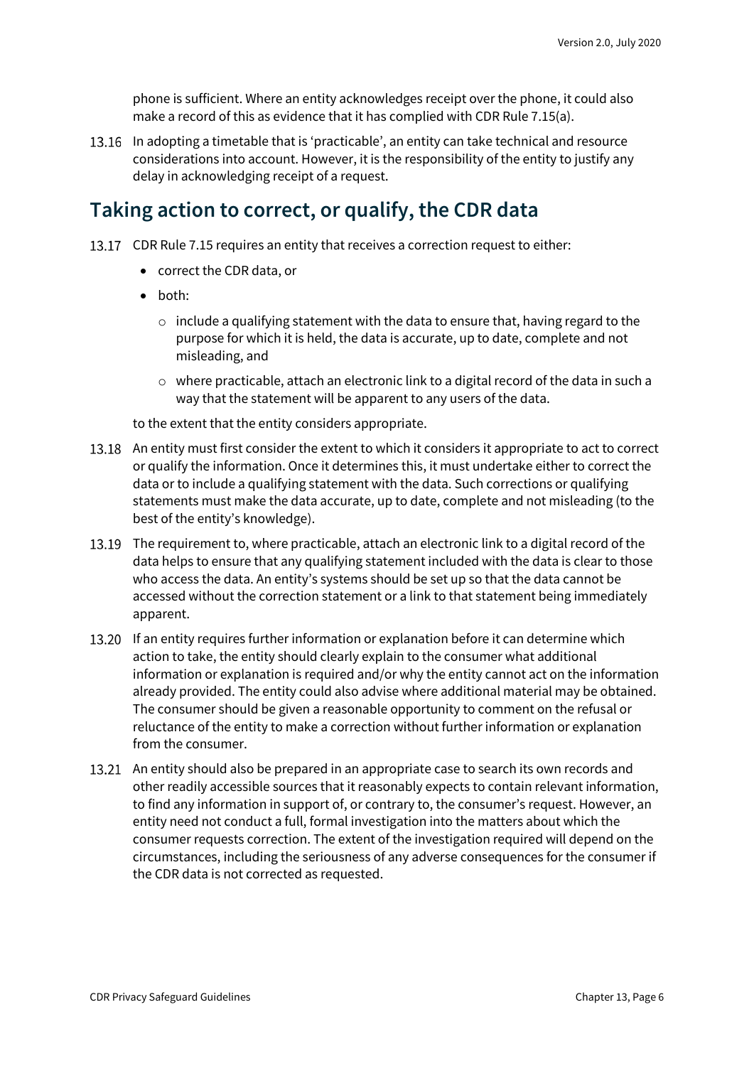phone is sufficient. Where an entity acknowledges receipt over the phone, it could also make a record of this as evidence that it has complied with CDR Rule 7.15(a).

13.16 In adopting a timetable that is 'practicable', an entity can take technical and resource considerations into account. However, it is the responsibility of the entity to justify any delay in acknowledging receipt of a request.

## Taking action to correct, or qualify, the CDR data

13.17 CDR Rule 7.15 requires an entity that receives a correction request to either:

- correct the CDR data, or
- both:
  - include a qualifying statement with the data to ensure that, having regard to the purpose for which it is held, the data is accurate, up to date, complete and not misleading, and
  - where practicable, attach an electronic link to a digital record of the data in such a way that the statement will be apparent to any users of the data.

to the extent that the entity considers appropriate.

13.18 An entity must first consider the extent to which it considers it appropriate to act to correct or qualify the information. Once it determines this, it must undertake either to correct the data or to include a qualifying statement with the data. Such corrections or qualifying statements must make the data accurate, up to date, complete and not misleading (to the best of the entity's knowledge).

13.19 The requirement to, where practicable, attach an electronic link to a digital record of the data helps to ensure that any qualifying statement included with the data is clear to those who access the data. An entity's systems should be set up so that the data cannot be accessed without the correction statement or a link to that statement being immediately apparent.

13.20 If an entity requires further information or explanation before it can determine which action to take, the entity should clearly explain to the consumer what additional information or explanation is required and/or why the entity cannot act on the information already provided. The entity could also advise where additional material may be obtained. The consumer should be given a reasonable opportunity to comment on the refusal or reluctance of the entity to make a correction without further information or explanation from the consumer.

13.21 An entity should also be prepared in an appropriate case to search its own records and other readily accessible sources that it reasonably expects to contain relevant information, to find any information in support of, or contrary to, the consumer's request. However, an entity need not conduct a full, formal investigation into the matters about which the consumer requests correction. The extent of the investigation required will depend on the circumstances, including the seriousness of any adverse consequences for the consumer if the CDR data is not corrected as requested.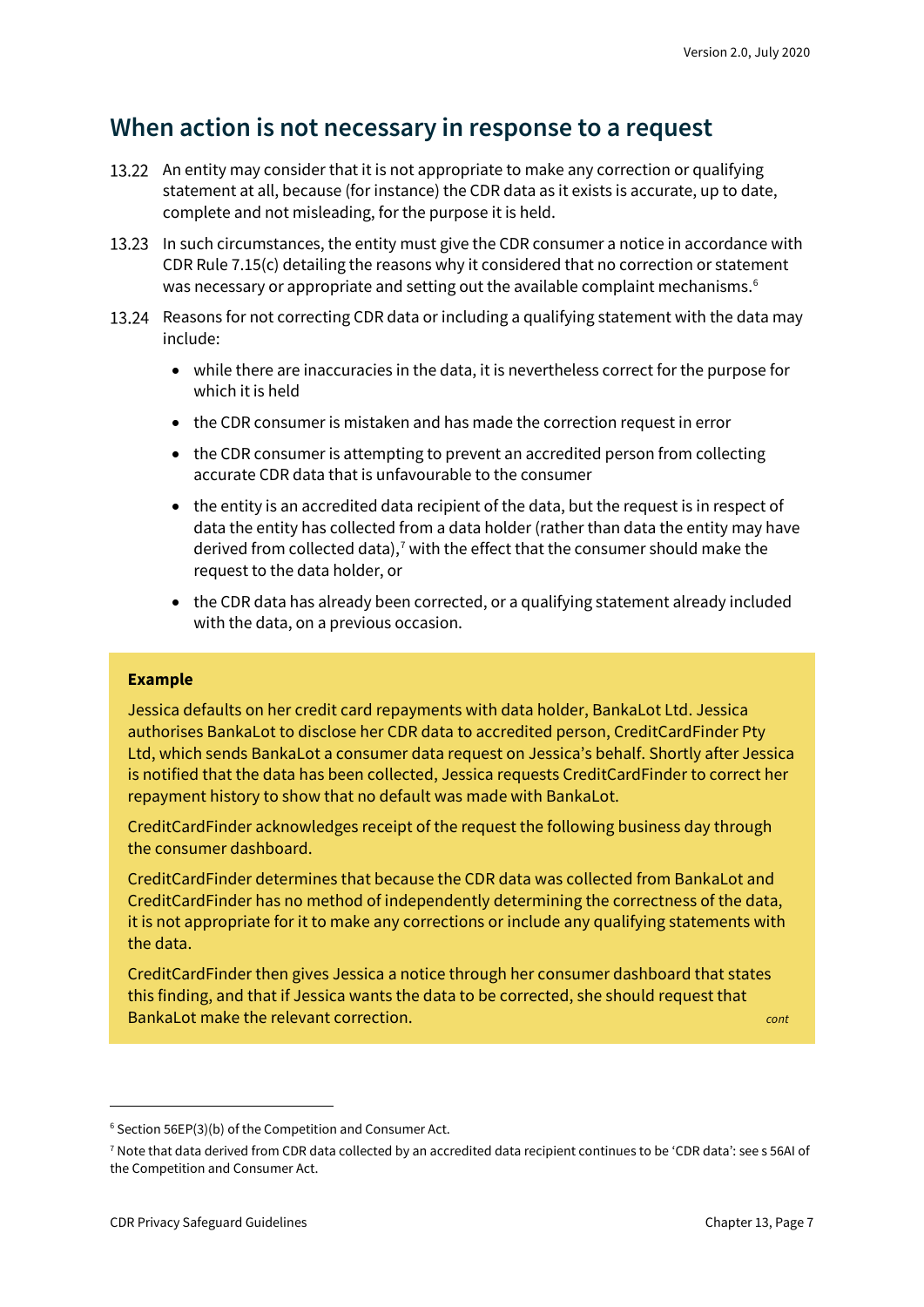## When action is not necessary in response to a request

13.22 An entity may consider that it is not appropriate to make any correction or qualifying statement at all, because (for instance) the CDR data as it exists is accurate, up to date, complete and not misleading, for the purpose it is held.

13.23 In such circumstances, the entity must give the CDR consumer a notice in accordance with CDR Rule 7.15(c) detailing the reasons why it considered that no correction or statement was necessary or appropriate and setting out the available complaint mechanisms.[6]

13.24 Reasons for not correcting CDR data or including a qualifying statement with the data may include:

- while there are inaccuracies in the data, it is nevertheless correct for the purpose for which it is held
- the CDR consumer is mistaken and has made the correction request in error
- the CDR consumer is attempting to prevent an accredited person from collecting accurate CDR data that is unfavourable to the consumer
- the entity is an accredited data recipient of the data, but the request is in respect of data the entity has collected from a data holder (rather than data the entity may have derived from collected data),[7] with the effect that the consumer should make the request to the data holder, or
- the CDR data has already been corrected, or a qualifying statement already included with the data, on a previous occasion.

> **Example**
>
> Jessica defaults on her credit card repayments with data holder, BankaLot Ltd. Jessica authorises BankaLot to disclose her CDR data to accredited person, CreditCardFinder Pty Ltd, which sends BankaLot a consumer data request on Jessica's behalf. Shortly after Jessica is notified that the data has been collected, Jessica requests CreditCardFinder to correct her repayment history to show that no default was made with BankaLot.
>
> CreditCardFinder acknowledges receipt of the request the following business day through the consumer dashboard.
>
> CreditCardFinder determines that because the CDR data was collected from BankaLot and CreditCardFinder has no method of independently determining the correctness of the data, it is not appropriate for it to make any corrections or include any qualifying statements with the data.
>
> CreditCardFinder then gives Jessica a notice through her consumer dashboard that states this finding, and that if Jessica wants the data to be corrected, she should request that BankaLot make the relevant correction. *cont*

---

[6] Section 56EP(3)(b) of the Competition and Consumer Act.

[7] Note that data derived from CDR data collected by an accredited data recipient continues to be 'CDR data': see s 56AI of the Competition and Consumer Act.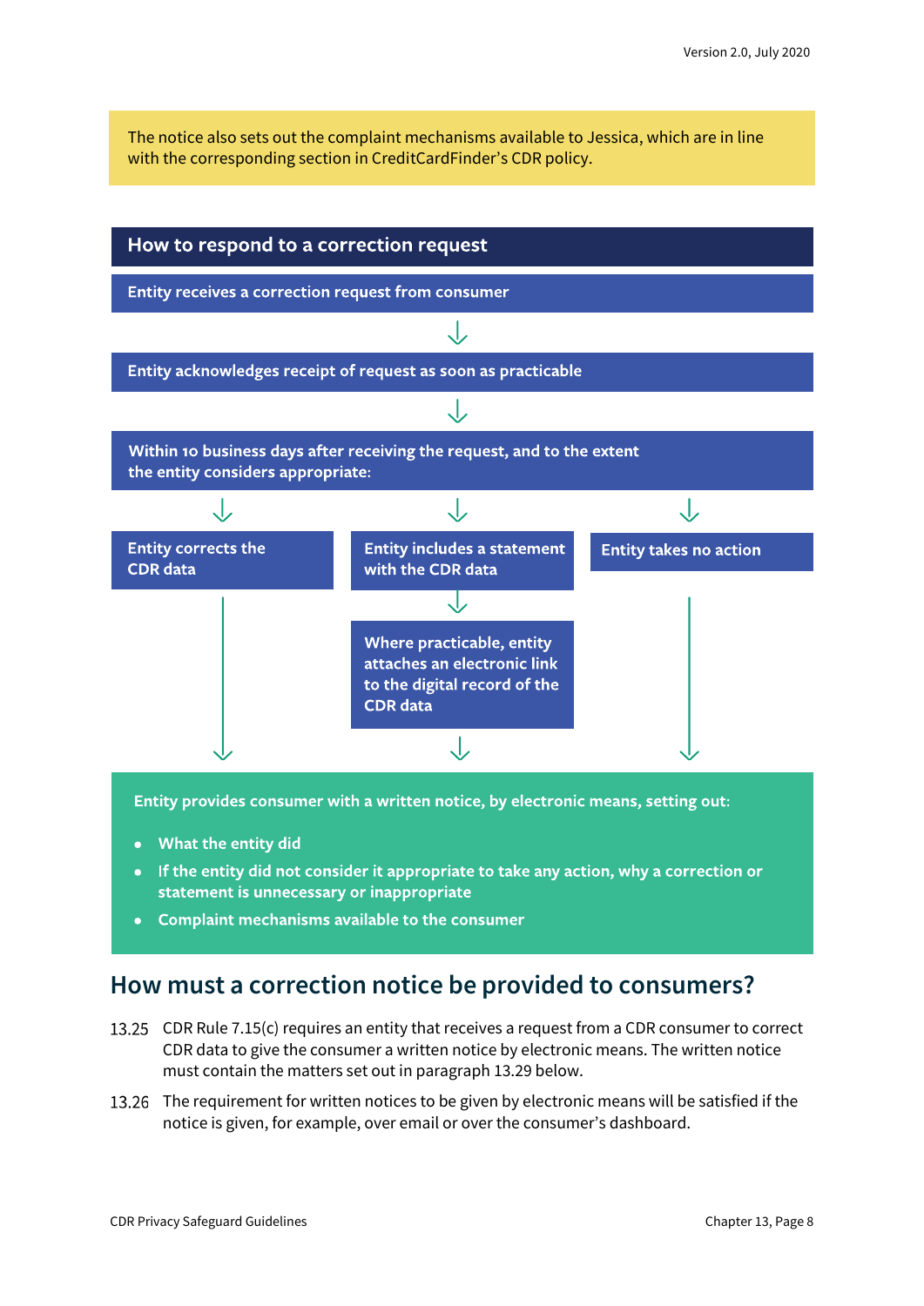The notice also sets out the complaint mechanisms available to Jessica, which are in line with the corresponding section in CreditCardFinder's CDR policy.

**How to respond to a correction request**

**Entity receives a correction request from consumer**

↓

**Entity acknowledges receipt of request as soon as practicable**

↓

**Within 10 business days after receiving the request, and to the extent the entity considers appropriate:**

- **Entity corrects the CDR data**
- **Entity includes a statement with the CDR data**
  - ↓ **Where practicable, entity attaches an electronic link to the digital record of the CDR data**
- **Entity takes no action**

↓

**Entity provides consumer with a written notice, by electronic means, setting out:**

- **What the entity did**
- **If the entity did not consider it appropriate to take any action, why a correction or statement is unnecessary or inappropriate**
- **Complaint mechanisms available to the consumer**

## How must a correction notice be provided to consumers?

13.25 CDR Rule 7.15(c) requires an entity that receives a request from a CDR consumer to correct CDR data to give the consumer a written notice by electronic means. The written notice must contain the matters set out in paragraph 13.29 below.

13.26 The requirement for written notices to be given by electronic means will be satisfied if the notice is given, for example, over email or over the consumer's dashboard.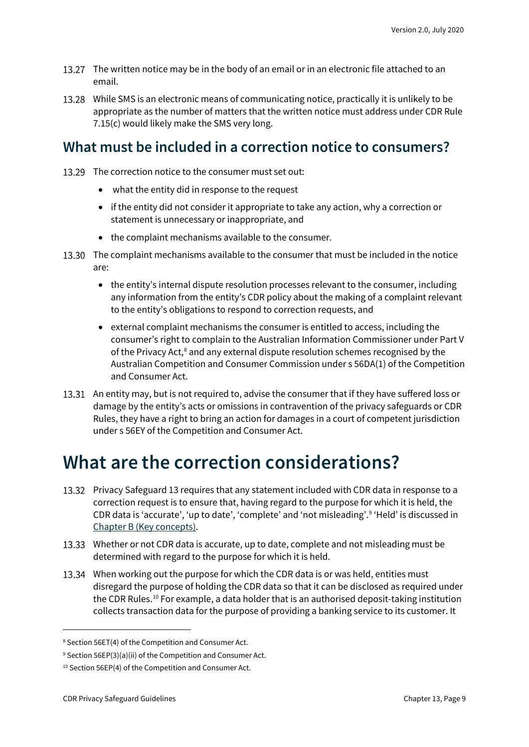13.27 The written notice may be in the body of an email or in an electronic file attached to an email.

13.28 While SMS is an electronic means of communicating notice, practically it is unlikely to be appropriate as the number of matters that the written notice must address under CDR Rule 7.15(c) would likely make the SMS very long.

## What must be included in a correction notice to consumers?

13.29 The correction notice to the consumer must set out:

- what the entity did in response to the request
- if the entity did not consider it appropriate to take any action, why a correction or statement is unnecessary or inappropriate, and
- the complaint mechanisms available to the consumer.

13.30 The complaint mechanisms available to the consumer that must be included in the notice are:

- the entity's internal dispute resolution processes relevant to the consumer, including any information from the entity's CDR policy about the making of a complaint relevant to the entity's obligations to respond to correction requests, and
- external complaint mechanisms the consumer is entitled to access, including the consumer's right to complain to the Australian Information Commissioner under Part V of the Privacy Act,[8] and any external dispute resolution schemes recognised by the Australian Competition and Consumer Commission under s 56DA(1) of the Competition and Consumer Act.

13.31 An entity may, but is not required to, advise the consumer that if they have suffered loss or damage by the entity's acts or omissions in contravention of the privacy safeguards or CDR Rules, they have a right to bring an action for damages in a court of competent jurisdiction under s 56EY of the Competition and Consumer Act.

# What are the correction considerations?

13.32 Privacy Safeguard 13 requires that any statement included with CDR data in response to a correction request is to ensure that, having regard to the purpose for which it is held, the CDR data is 'accurate', 'up to date', 'complete' and 'not misleading'.[9] 'Held' is discussed in [Chapter B (Key concepts)](#).

13.33 Whether or not CDR data is accurate, up to date, complete and not misleading must be determined with regard to the purpose for which it is held.

13.34 When working out the purpose for which the CDR data is or was held, entities must disregard the purpose of holding the CDR data so that it can be disclosed as required under the CDR Rules.[10] For example, a data holder that is an authorised deposit-taking institution collects transaction data for the purpose of providing a banking service to its customer. It

---

[8] Section 56ET(4) of the Competition and Consumer Act.

[9] Section 56EP(3)(a)(ii) of the Competition and Consumer Act.

[10] Section 56EP(4) of the Competition and Consumer Act.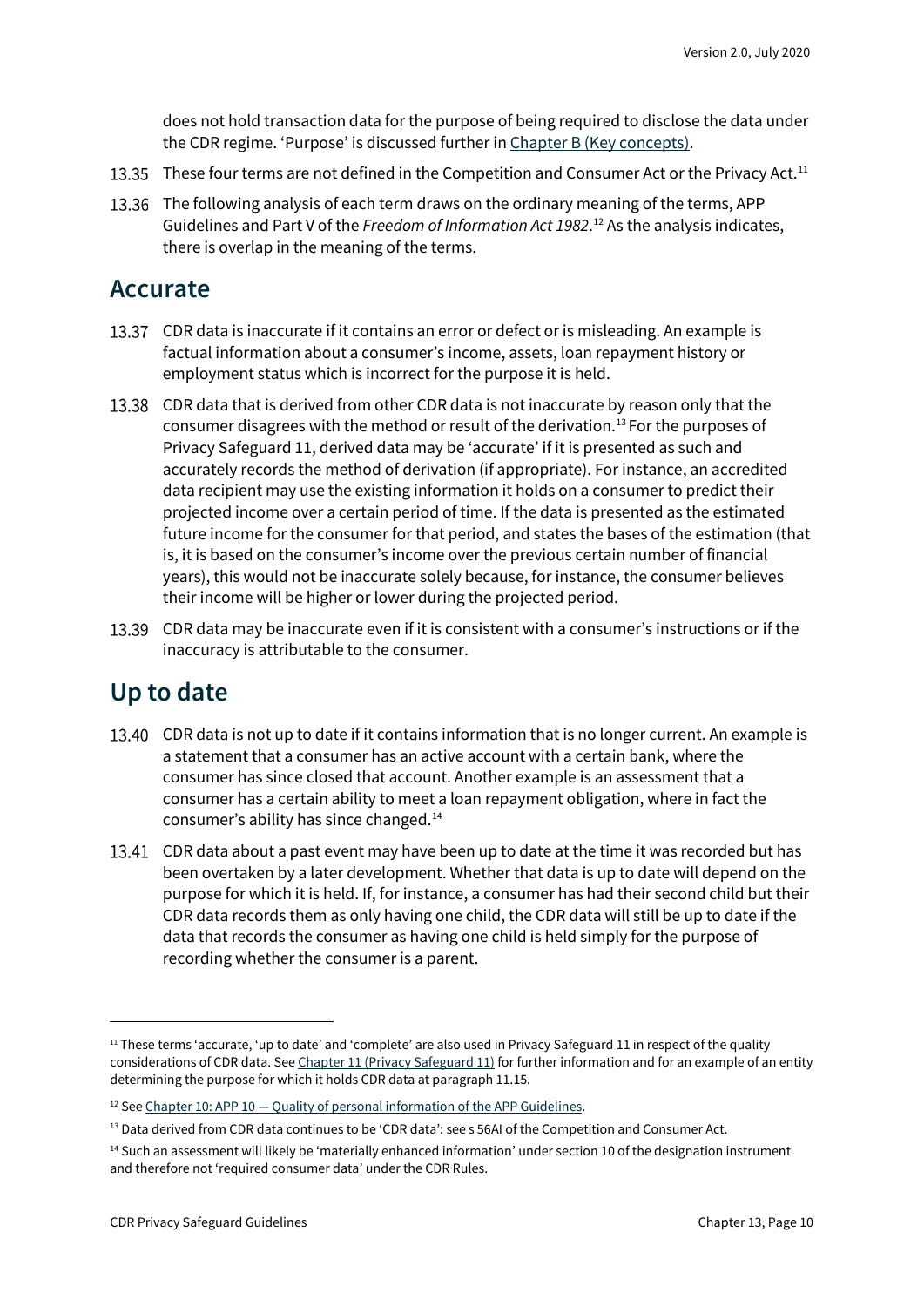does not hold transaction data for the purpose of being required to disclose the data under the CDR regime. 'Purpose' is discussed further in Chapter B (Key concepts).

13.35 These four terms are not defined in the Competition and Consumer Act or the Privacy Act.[11]

13.36 The following analysis of each term draws on the ordinary meaning of the terms, APP Guidelines and Part V of the *Freedom of Information Act 1982*.[12] As the analysis indicates, there is overlap in the meaning of the terms.

## Accurate

13.37 CDR data is inaccurate if it contains an error or defect or is misleading. An example is factual information about a consumer's income, assets, loan repayment history or employment status which is incorrect for the purpose it is held.

13.38 CDR data that is derived from other CDR data is not inaccurate by reason only that the consumer disagrees with the method or result of the derivation.[13] For the purposes of Privacy Safeguard 11, derived data may be 'accurate' if it is presented as such and accurately records the method of derivation (if appropriate). For instance, an accredited data recipient may use the existing information it holds on a consumer to predict their projected income over a certain period of time. If the data is presented as the estimated future income for the consumer for that period, and states the bases of the estimation (that is, it is based on the consumer's income over the previous certain number of financial years), this would not be inaccurate solely because, for instance, the consumer believes their income will be higher or lower during the projected period.

13.39 CDR data may be inaccurate even if it is consistent with a consumer's instructions or if the inaccuracy is attributable to the consumer.

## Up to date

13.40 CDR data is not up to date if it contains information that is no longer current. An example is a statement that a consumer has an active account with a certain bank, where the consumer has since closed that account. Another example is an assessment that a consumer has a certain ability to meet a loan repayment obligation, where in fact the consumer's ability has since changed.[14]

13.41 CDR data about a past event may have been up to date at the time it was recorded but has been overtaken by a later development. Whether that data is up to date will depend on the purpose for which it is held. If, for instance, a consumer has had their second child but their CDR data records them as only having one child, the CDR data will still be up to date if the data that records the consumer as having one child is held simply for the purpose of recording whether the consumer is a parent.

---

[11] These terms 'accurate, 'up to date' and 'complete' are also used in Privacy Safeguard 11 in respect of the quality considerations of CDR data. See Chapter 11 (Privacy Safeguard 11) for further information and for an example of an entity determining the purpose for which it holds CDR data at paragraph 11.15.

[12] See Chapter 10: APP 10 — Quality of personal information of the APP Guidelines.

[13] Data derived from CDR data continues to be 'CDR data': see s 56AI of the Competition and Consumer Act.

[14] Such an assessment will likely be 'materially enhanced information' under section 10 of the designation instrument and therefore not 'required consumer data' under the CDR Rules.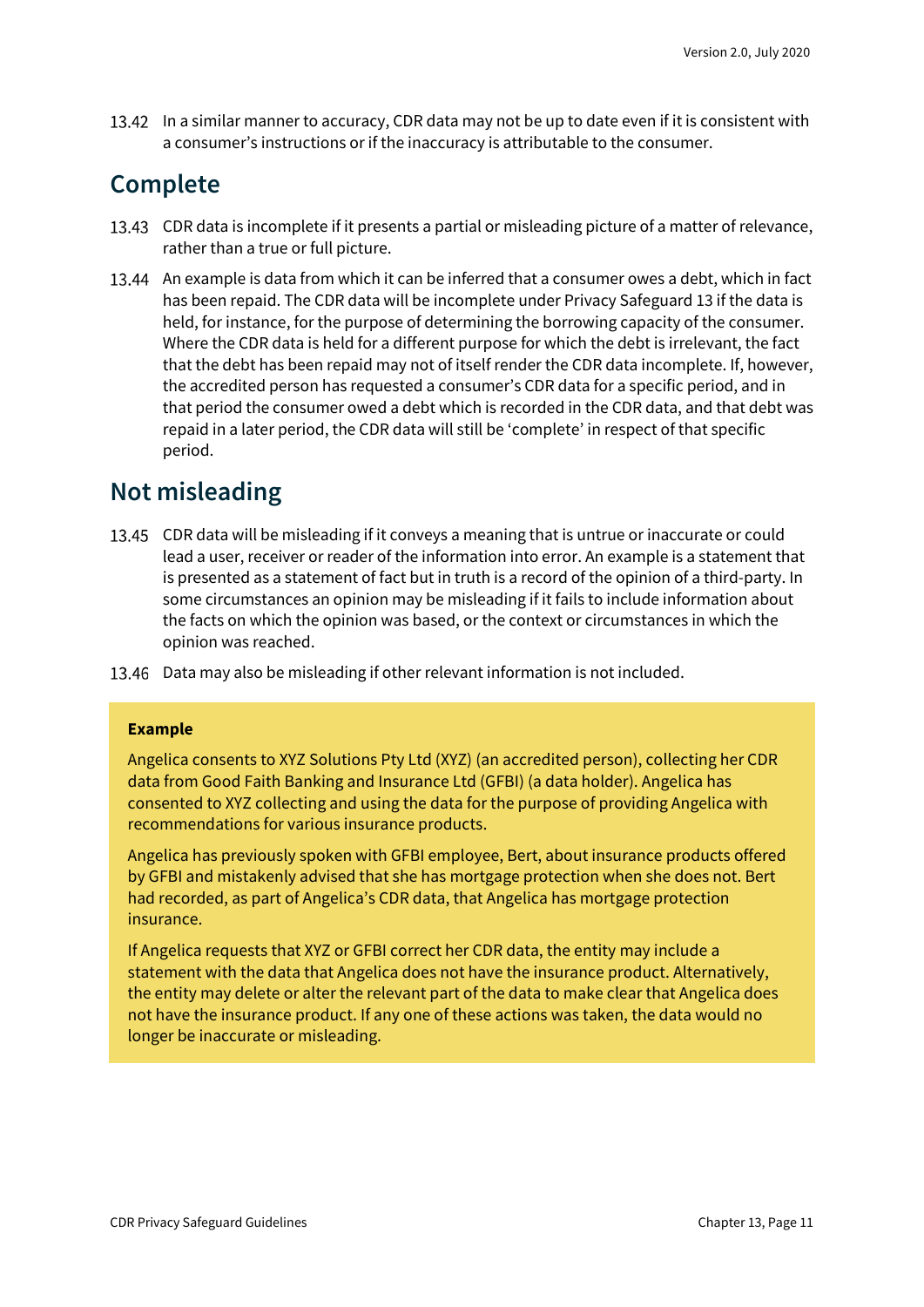13.42 In a similar manner to accuracy, CDR data may not be up to date even if it is consistent with a consumer's instructions or if the inaccuracy is attributable to the consumer.

## Complete

13.43 CDR data is incomplete if it presents a partial or misleading picture of a matter of relevance, rather than a true or full picture.

13.44 An example is data from which it can be inferred that a consumer owes a debt, which in fact has been repaid. The CDR data will be incomplete under Privacy Safeguard 13 if the data is held, for instance, for the purpose of determining the borrowing capacity of the consumer. Where the CDR data is held for a different purpose for which the debt is irrelevant, the fact that the debt has been repaid may not of itself render the CDR data incomplete. If, however, the accredited person has requested a consumer's CDR data for a specific period, and in that period the consumer owed a debt which is recorded in the CDR data, and that debt was repaid in a later period, the CDR data will still be 'complete' in respect of that specific period.

## Not misleading

13.45 CDR data will be misleading if it conveys a meaning that is untrue or inaccurate or could lead a user, receiver or reader of the information into error. An example is a statement that is presented as a statement of fact but in truth is a record of the opinion of a third-party. In some circumstances an opinion may be misleading if it fails to include information about the facts on which the opinion was based, or the context or circumstances in which the opinion was reached.

13.46 Data may also be misleading if other relevant information is not included.

**Example**

Angelica consents to XYZ Solutions Pty Ltd (XYZ) (an accredited person), collecting her CDR data from Good Faith Banking and Insurance Ltd (GFBI) (a data holder). Angelica has consented to XYZ collecting and using the data for the purpose of providing Angelica with recommendations for various insurance products.

Angelica has previously spoken with GFBI employee, Bert, about insurance products offered by GFBI and mistakenly advised that she has mortgage protection when she does not. Bert had recorded, as part of Angelica's CDR data, that Angelica has mortgage protection insurance.

If Angelica requests that XYZ or GFBI correct her CDR data, the entity may include a statement with the data that Angelica does not have the insurance product. Alternatively, the entity may delete or alter the relevant part of the data to make clear that Angelica does not have the insurance product. If any one of these actions was taken, the data would no longer be inaccurate or misleading.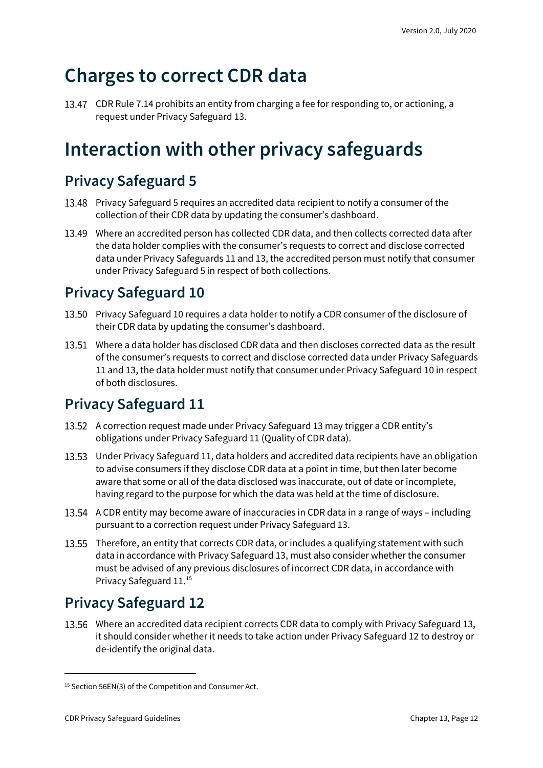# Charges to correct CDR data

13.47 CDR Rule 7.14 prohibits an entity from charging a fee for responding to, or actioning, a request under Privacy Safeguard 13.

# Interaction with other privacy safeguards

## Privacy Safeguard 5

13.48 Privacy Safeguard 5 requires an accredited data recipient to notify a consumer of the collection of their CDR data by updating the consumer's dashboard.

13.49 Where an accredited person has collected CDR data, and then collects corrected data after the data holder complies with the consumer's requests to correct and disclose corrected data under Privacy Safeguards 11 and 13, the accredited person must notify that consumer under Privacy Safeguard 5 in respect of both collections.

## Privacy Safeguard 10

13.50 Privacy Safeguard 10 requires a data holder to notify a CDR consumer of the disclosure of their CDR data by updating the consumer's dashboard.

13.51 Where a data holder has disclosed CDR data and then discloses corrected data as the result of the consumer's requests to correct and disclose corrected data under Privacy Safeguards 11 and 13, the data holder must notify that consumer under Privacy Safeguard 10 in respect of both disclosures.

## Privacy Safeguard 11

13.52 A correction request made under Privacy Safeguard 13 may trigger a CDR entity's obligations under Privacy Safeguard 11 (Quality of CDR data).

13.53 Under Privacy Safeguard 11, data holders and accredited data recipients have an obligation to advise consumers if they disclose CDR data at a point in time, but then later become aware that some or all of the data disclosed was inaccurate, out of date or incomplete, having regard to the purpose for which the data was held at the time of disclosure.

13.54 A CDR entity may become aware of inaccuracies in CDR data in a range of ways – including pursuant to a correction request under Privacy Safeguard 13.

13.55 Therefore, an entity that corrects CDR data, or includes a qualifying statement with such data in accordance with Privacy Safeguard 13, must also consider whether the consumer must be advised of any previous disclosures of incorrect CDR data, in accordance with Privacy Safeguard 11.[15]

## Privacy Safeguard 12

13.56 Where an accredited data recipient corrects CDR data to comply with Privacy Safeguard 13, it should consider whether it needs to take action under Privacy Safeguard 12 to destroy or de-identify the original data.

---

[15] Section 56EN(3) of the Competition and Consumer Act.